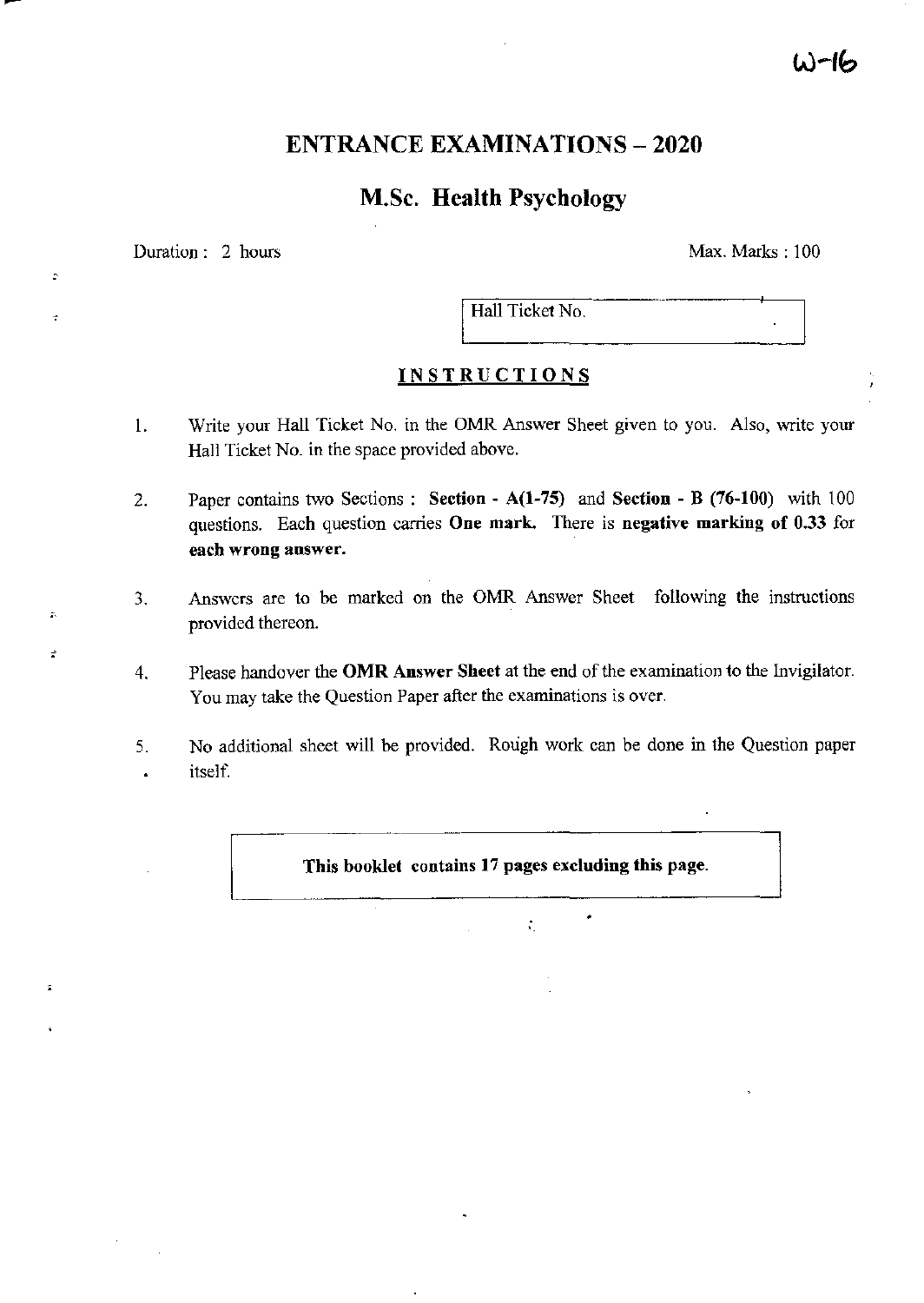W-16

# ENTRANCE EXAMINATIONS – 2020

## M.Sc. Health Psychology

Duration : 2 hours

Max. Marks : 100

Hall Ticket No.

### INSTRUCTIONS

1. Write your Hall Ticket No. in the OMR Answer Sheet given to you. Also, write your Hall Ticket No. in the space provided above.

2. Paper contains two Sections : **Section - A(1-75)** and **Section - B (76-100)** with 100 questions. Each question carries **One mark.** There is **negative marking of 0.33** for **each wrong answer.**

3. Answers are to be marked on the OMR Answer Sheet following the instructions provided thereon.

4. Please handover the **OMR Answer Sheet** at the end of the examination to the Invigilator. You may take the Question Paper after the examinations is over.

5. No additional sheet will be provided. Rough work can be done in the Question paper itself.

**This booklet contains 17 pages excluding this page.**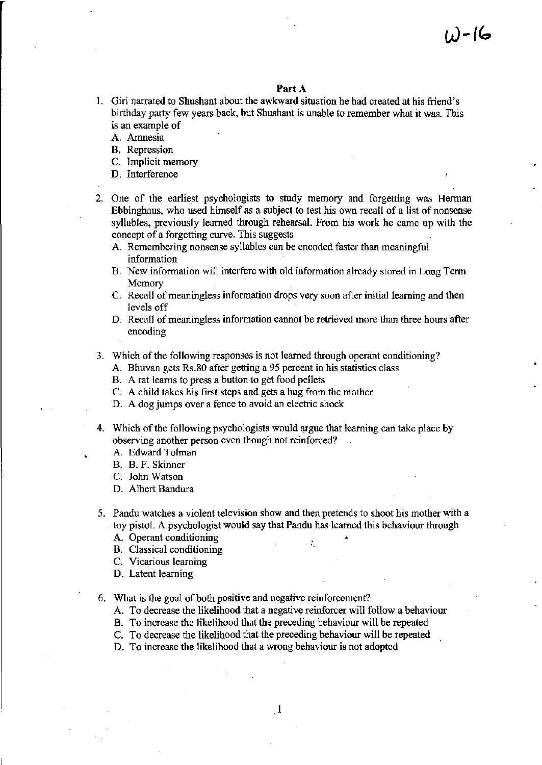W-16

## Part A

1. Giri narrated to Shushant about the awkward situation he had created at his friend's birthday party few years back, but Shushant is unable to remember what it was. This is an example of
   - A. Amnesia
   - B. Repression
   - C. Implicit memory
   - D. Interference

2. One of the earliest psychologists to study memory and forgetting was Herman Ebbinghaus, who used himself as a subject to test his own recall of a list of nonsense syllables, previously learned through rehearsal. From his work he came up with the concept of a forgetting curve. This suggests
   - A. Remembering nonsense syllables can be encoded faster than meaningful information
   - B. New information will interfere with old information already stored in Long Term Memory
   - C. Recall of meaningless information drops very soon after initial learning and then levels off
   - D. Recall of meaningless information cannot be retrieved more than three hours after encoding

3. Which of the following responses is not learned through operant conditioning?
   - A. Bhuvan gets Rs.80 after getting a 95 percent in his statistics class
   - B. A rat learns to press a button to get food pellets
   - C. A child takes his first steps and gets a hug from the mother
   - D. A dog jumps over a fence to avoid an electric shock

4. Which of the following psychologists would argue that learning can take place by observing another person even though not reinforced?
   - A. Edward Tolman
   - B. B. F. Skinner
   - C. John Watson
   - D. Albert Bandura

5. Pandu watches a violent television show and then pretends to shoot his mother with a toy pistol. A psychologist would say that Pandu has learned this behaviour through
   - A. Operant conditioning
   - B. Classical conditioning
   - C. Vicarious learning
   - D. Latent learning

6. What is the goal of both positive and negative reinforcement?
   - A. To decrease the likelihood that a negative reinforcer will follow a behaviour
   - B. To increase the likelihood that the preceding behaviour will be repeated
   - C. To decrease the likelihood that the preceding behaviour will be repeated
   - D. To increase the likelihood that a wrong behaviour is not adopted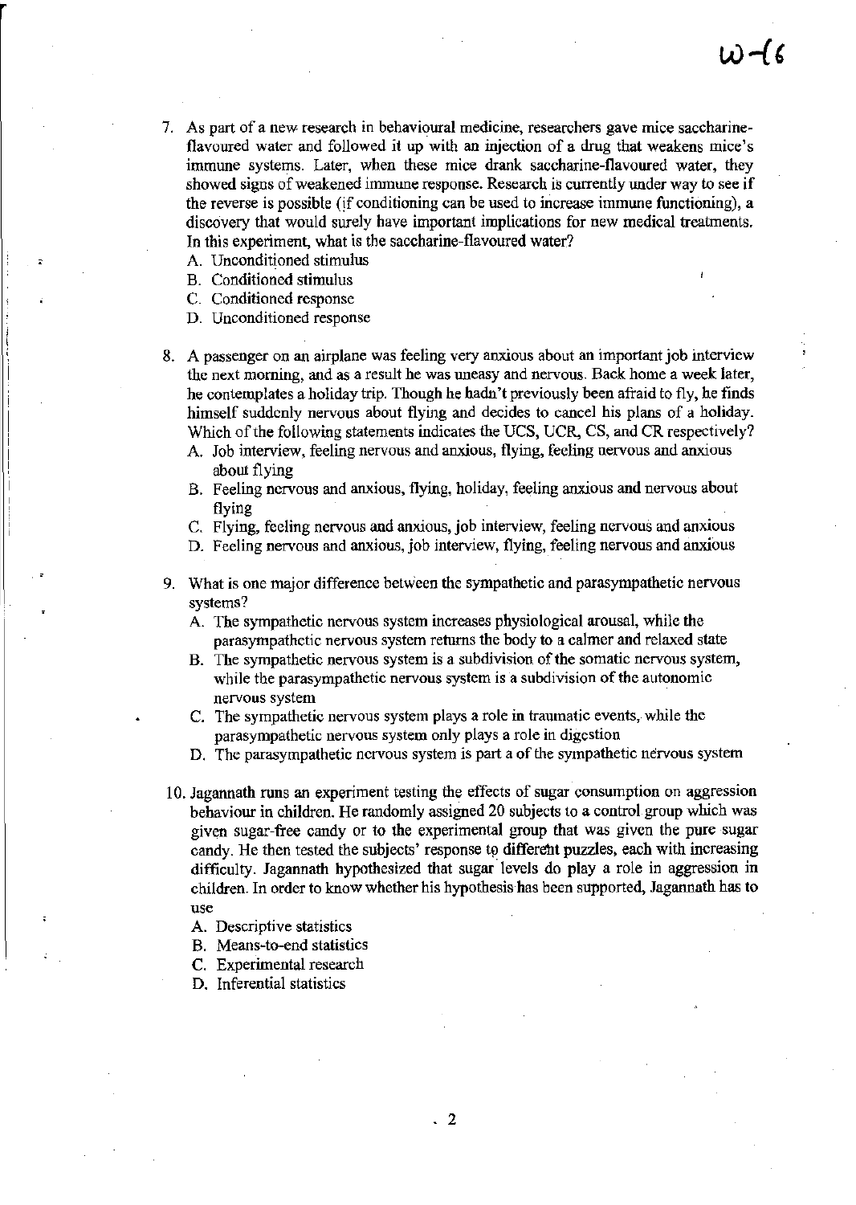7. As part of a new research in behavioural medicine, researchers gave mice saccharine-flavoured water and followed it up with an injection of a drug that weakens mice's immune systems. Later, when these mice drank saccharine-flavoured water, they showed signs of weakened immune response. Research is currently under way to see if the reverse is possible (if conditioning can be used to increase immune functioning), a discovery that would surely have important implications for new medical treatments. In this experiment, what is the saccharine-flavoured water?
   A. Unconditioned stimulus
   B. Conditioned stimulus
   C. Conditioned response
   D. Unconditioned response

8. A passenger on an airplane was feeling very anxious about an important job interview the next morning, and as a result he was uneasy and nervous. Back home a week later, he contemplates a holiday trip. Though he hadn't previously been afraid to fly, he finds himself suddenly nervous about flying and decides to cancel his plans of a holiday. Which of the following statements indicates the UCS, UCR, CS, and CR respectively?
   A. Job interview, feeling nervous and anxious, flying, feeling nervous and anxious about flying
   B. Feeling nervous and anxious, flying, holiday, feeling anxious and nervous about flying
   C. Flying, feeling nervous and anxious, job interview, feeling nervous and anxious
   D. Feeling nervous and anxious, job interview, flying, feeling nervous and anxious

9. What is one major difference between the sympathetic and parasympathetic nervous systems?
   A. The sympathetic nervous system increases physiological arousal, while the parasympathetic nervous system returns the body to a calmer and relaxed state
   B. The sympathetic nervous system is a subdivision of the somatic nervous system, while the parasympathetic nervous system is a subdivision of the autonomic nervous system
   C. The sympathetic nervous system plays a role in traumatic events, while the parasympathetic nervous system only plays a role in digestion
   D. The parasympathetic nervous system is part a of the sympathetic nervous system

10. Jagannath runs an experiment testing the effects of sugar consumption on aggression behaviour in children. He randomly assigned 20 subjects to a control group which was given sugar-free candy or to the experimental group that was given the pure sugar candy. He then tested the subjects' response to different puzzles, each with increasing difficulty. Jagannath hypothesized that sugar levels do play a role in aggression in children. In order to know whether his hypothesis has been supported, Jagannath has to use
    A. Descriptive statistics
    B. Means-to-end statistics
    C. Experimental research
    D. Inferential statistics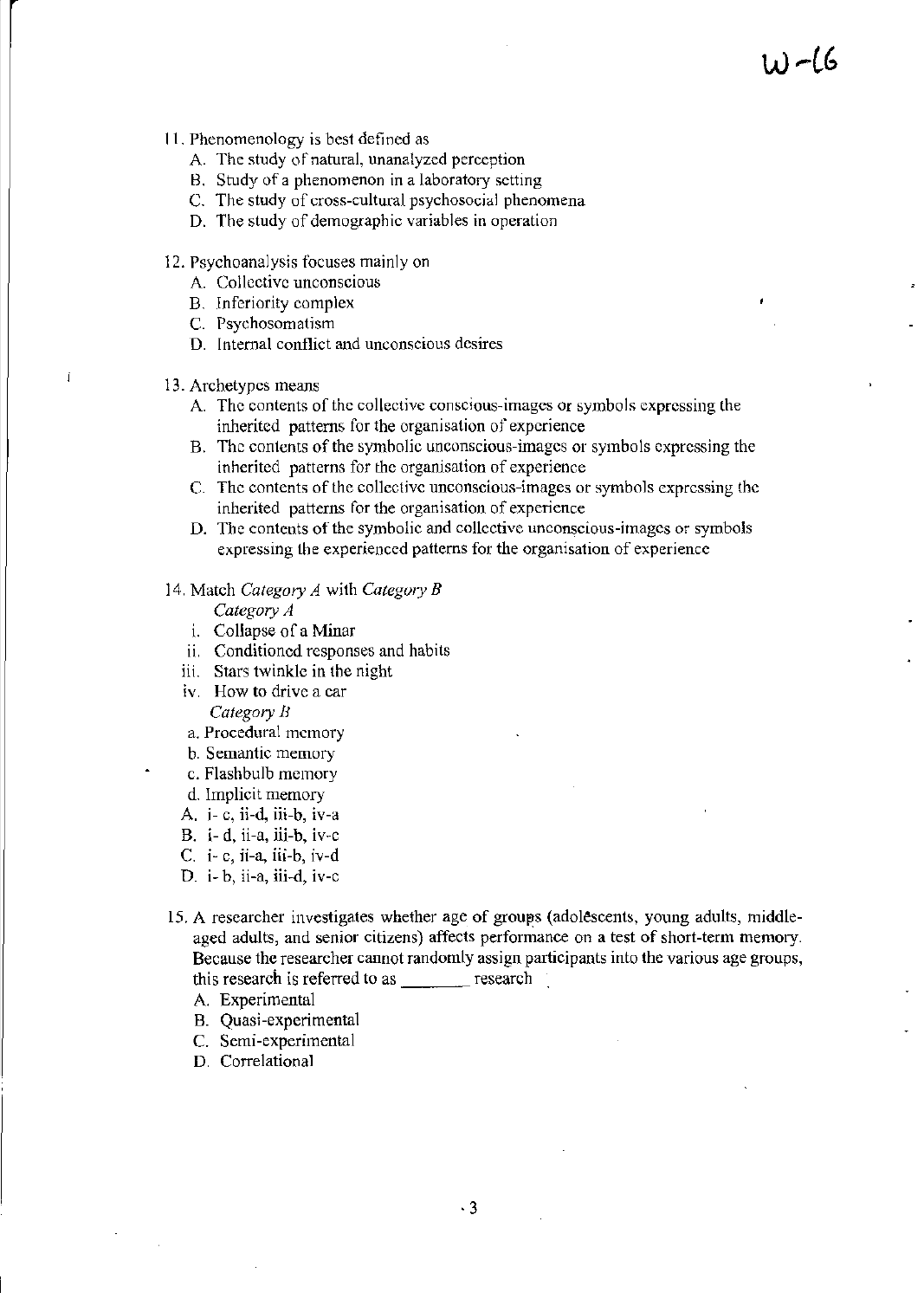11. Phenomenology is best defined as
    A. The study of natural, unanalyzed perception
    B. Study of a phenomenon in a laboratory setting
    C. The study of cross-cultural psychosocial phenomena
    D. The study of demographic variables in operation

12. Psychoanalysis focuses mainly on
    A. Collective unconscious
    B. Inferiority complex
    C. Psychosomatism
    D. Internal conflict and unconscious desires

13. Archetypes means
    A. The contents of the collective conscious-images or symbols expressing the inherited patterns for the organisation of experience
    B. The contents of the symbolic unconscious-images or symbols expressing the inherited patterns for the organisation of experience
    C. The contents of the collective unconscious-images or symbols expressing the inherited patterns for the organisation of experience
    D. The contents of the symbolic and collective unconscious-images or symbols expressing the experienced patterns for the organisation of experience

14. Match *Category A* with *Category B*

    *Category A*
    i. Collapse of a Minar
    ii. Conditioned responses and habits
    iii. Stars twinkle in the night
    iv. How to drive a car

    *Category B*
    a. Procedural memory
    b. Semantic memory
    c. Flashbulb memory
    d. Implicit memory

    A. i- c, ii-d, iii-b, iv-a
    B. i- d, ii-a, iii-b, iv-c
    C. i- c, ii-a, iii-b, iv-d
    D. i- b, ii-a, iii-d, iv-c

15. A researcher investigates whether age of groups (adolescents, young adults, middle-aged adults, and senior citizens) affects performance on a test of short-term memory. Because the researcher cannot randomly assign participants into the various age groups, this research is referred to as _______ research
    A. Experimental
    B. Quasi-experimental
    C. Semi-experimental
    D. Correlational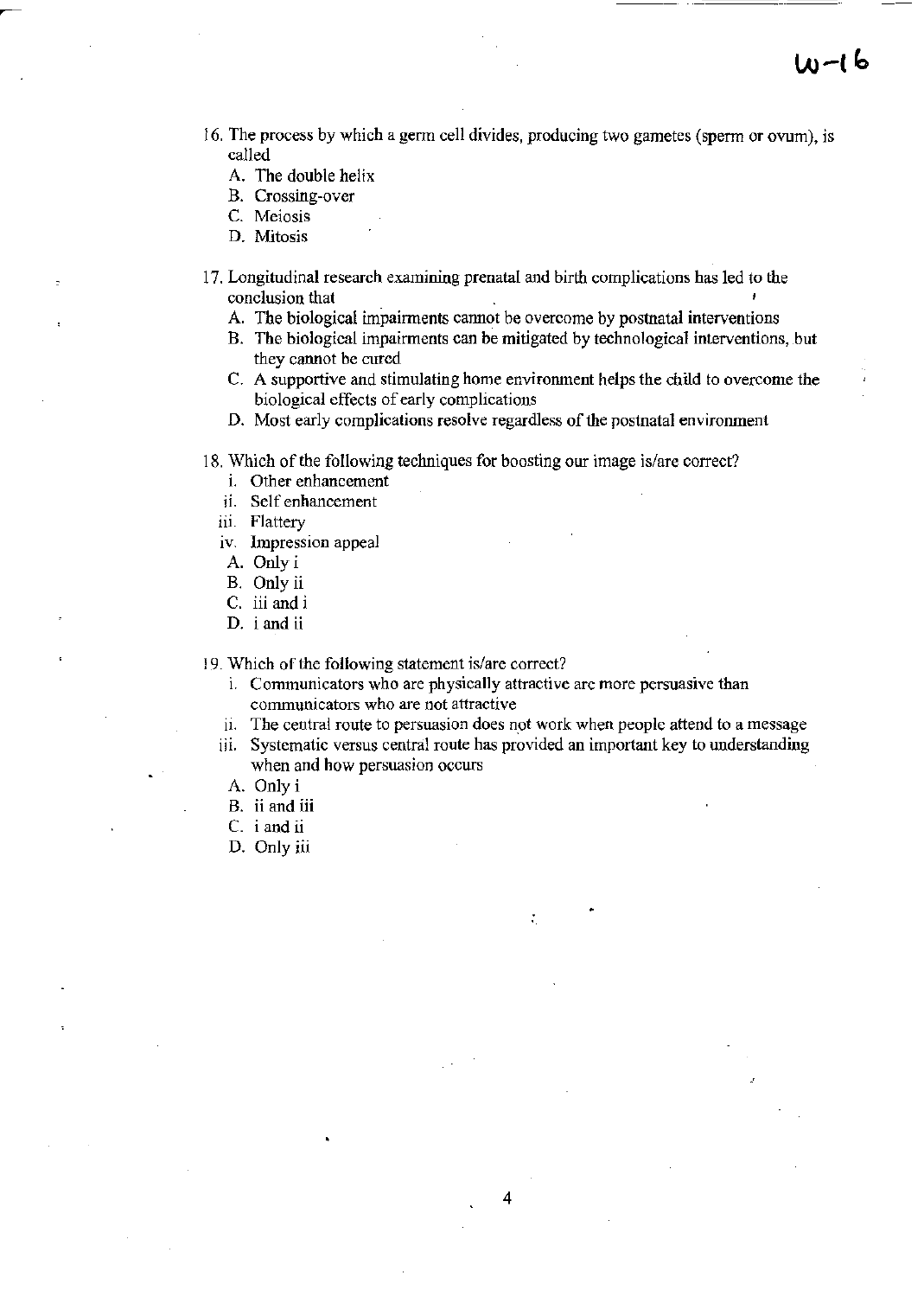16. The process by which a germ cell divides, producing two gametes (sperm or ovum), is called
   A. The double helix
   B. Crossing-over
   C. Meiosis
   D. Mitosis

17. Longitudinal research examining prenatal and birth complications has led to the conclusion that
   A. The biological impairments cannot be overcome by postnatal interventions
   B. The biological impairments can be mitigated by technological interventions, but they cannot be cured
   C. A supportive and stimulating home environment helps the child to overcome the biological effects of early complications
   D. Most early complications resolve regardless of the postnatal environment

18. Which of the following techniques for boosting our image is/are correct?
   i. Other enhancement
   ii. Self enhancement
   iii. Flattery
   iv. Impression appeal
   A. Only i
   B. Only ii
   C. iii and i
   D. i and ii

19. Which of the following statement is/are correct?
   i. Communicators who are physically attractive are more persuasive than communicators who are not attractive
   ii. The central route to persuasion does not work when people attend to a message
   iii. Systematic versus central route has provided an important key to understanding when and how persuasion occurs
   A. Only i
   B. ii and iii
   C. i and ii
   D. Only iii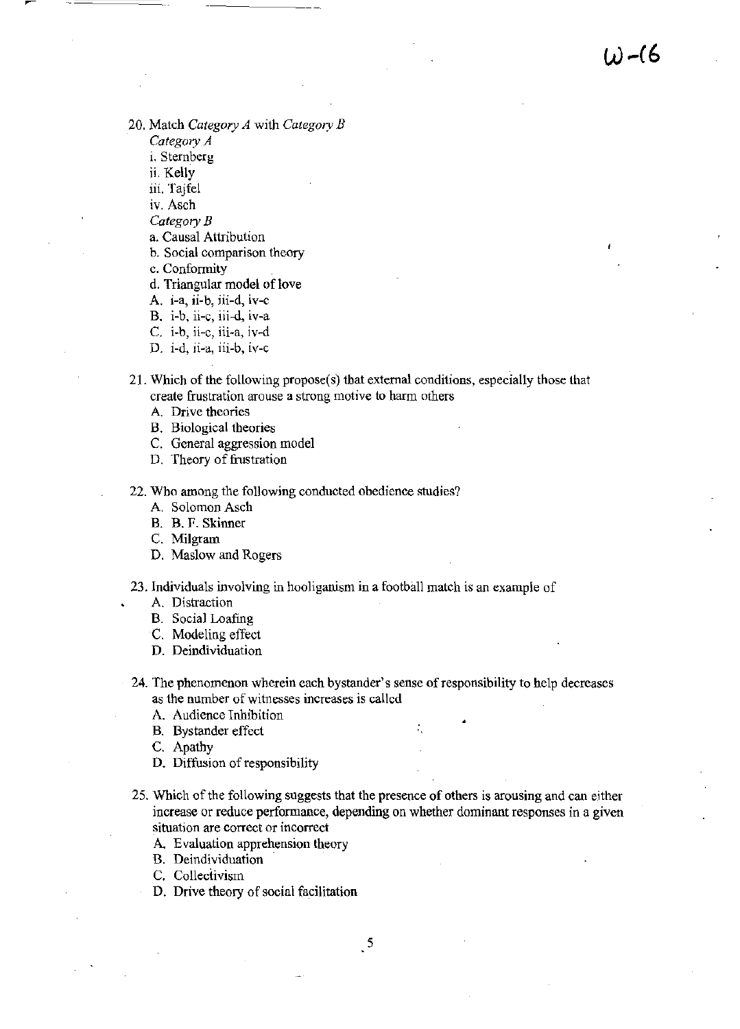20. Match *Category A* with *Category B*

    *Category A*

    i. Sternberg

    ii. Kelly

    iii. Tajfel

    iv. Asch

    *Category B*

    a. Causal Attribution

    b. Social comparison theory

    c. Conformity

    d. Triangular model of love

    A. i-a, ii-b, iii-d, iv-c

    B. i-b, ii-c, iii-d, iv-a

    C. i-b, ii-c, iii-a, iv-d

    D. i-d, ii-a, iii-b, iv-c

21. Which of the following propose(s) that external conditions, especially those that create frustration arouse a strong motive to harm others

    A. Drive theories

    B. Biological theories

    C. General aggression model

    D. Theory of frustration

22. Who among the following conducted obedience studies?

    A. Solomon Asch

    B. B. F. Skinner

    C. Milgram

    D. Maslow and Rogers

23. Individuals involving in hooliganism in a football match is an example of

    A. Distraction

    B. Social Loafing

    C. Modeling effect

    D. Deindividuation

24. The phenomenon wherein each bystander's sense of responsibility to help decreases as the number of witnesses increases is called

    A. Audience Inhibition

    B. Bystander effect

    C. Apathy

    D. Diffusion of responsibility

25. Which of the following suggests that the presence of others is arousing and can either increase or reduce performance, depending on whether dominant responses in a given situation are correct or incorrect

    A. Evaluation apprehension theory

    B. Deindividuation

    C. Collectivism

    D. Drive theory of social facilitation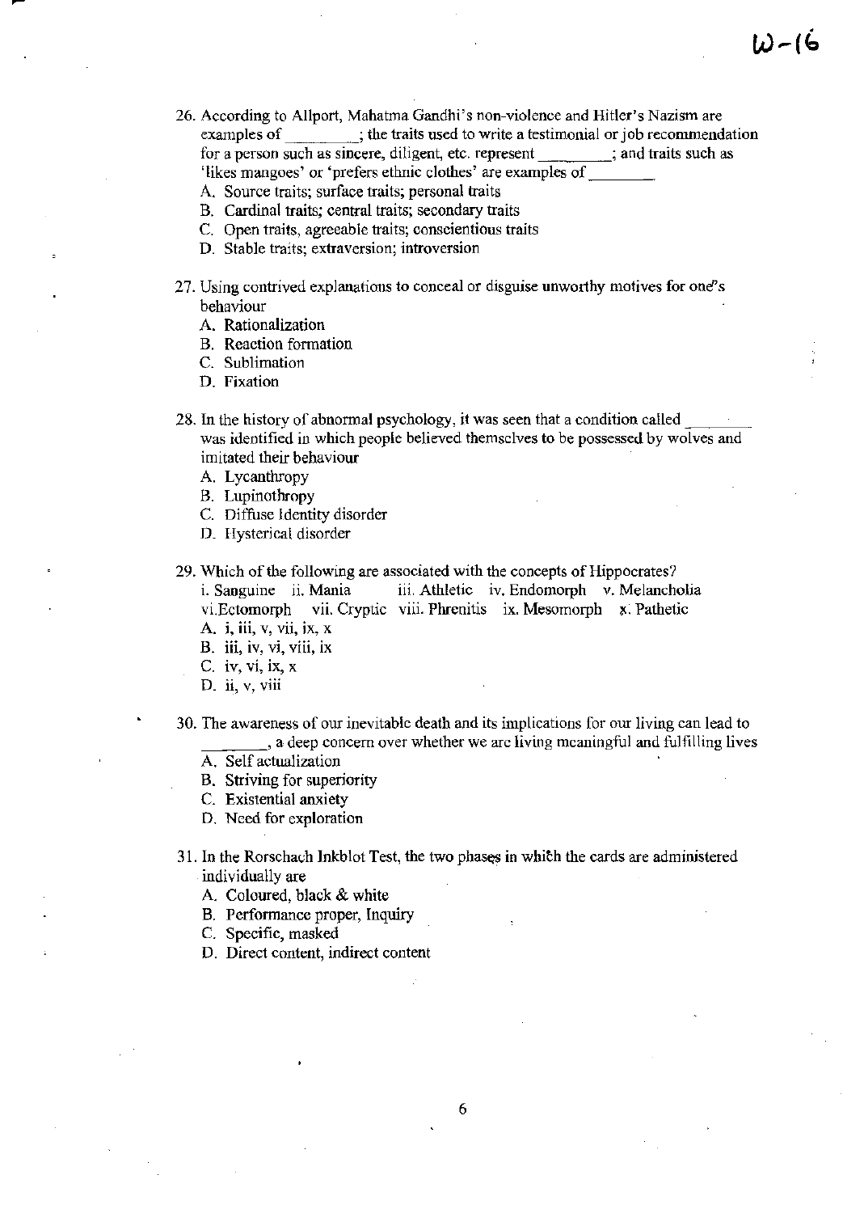26. According to Allport, Mahatma Gandhi's non-violence and Hitler's Nazism are examples of ________; the traits used to write a testimonial or job recommendation for a person such as sincere, diligent, etc. represent ________; and traits such as 'likes mangoes' or 'prefers ethnic clothes' are examples of ________
    A. Source traits; surface traits; personal traits
    B. Cardinal traits; central traits; secondary traits
    C. Open traits, agreeable traits; conscientious traits
    D. Stable traits; extraversion; introversion

27. Using contrived explanations to conceal or disguise unworthy motives for one's behaviour
    A. Rationalization
    B. Reaction formation
    C. Sublimation
    D. Fixation

28. In the history of abnormal psychology, it was seen that a condition called ________ was identified in which people believed themselves to be possessed by wolves and imitated their behaviour
    A. Lycanthropy
    B. Lupinothropy
    C. Diffuse Identity disorder
    D. Hysterical disorder

29. Which of the following are associated with the concepts of Hippocrates?
    i. Sanguine ii. Mania iii. Athletic iv. Endomorph v. Melancholia vi. Ectomorph vii. Cryptic viii. Phrenitis ix. Mesomorph x. Pathetic
    A. i, iii, v, vii, ix, x
    B. iii, iv, vi, viii, ix
    C. iv, vi, ix, x
    D. ii, v, viii

30. The awareness of our inevitable death and its implications for our living can lead to ________, a deep concern over whether we are living meaningful and fulfilling lives
    A. Self actualization
    B. Striving for superiority
    C. Existential anxiety
    D. Need for exploration

31. In the Rorschach Inkblot Test, the two phases in which the cards are administered individually are
    A. Coloured, black & white
    B. Performance proper, Inquiry
    C. Specific, masked
    D. Direct content, indirect content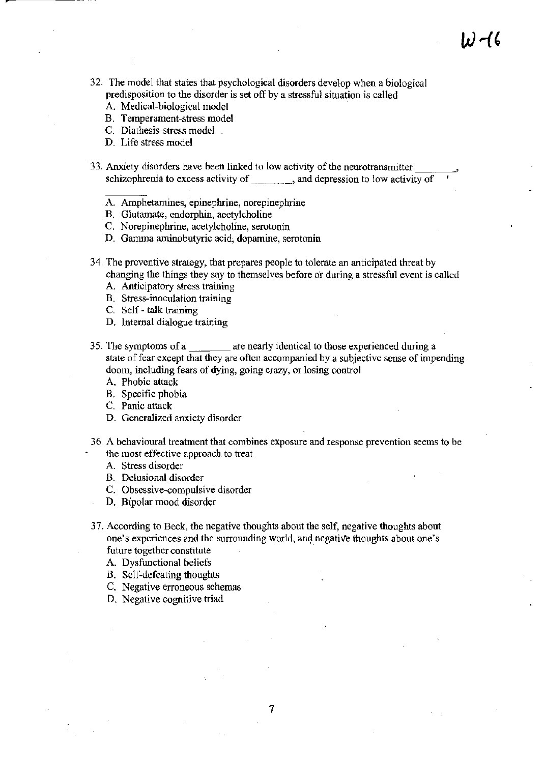W-16

32. The model that states that psychological disorders develop when a biological predisposition to the disorder is set off by a stressful situation is called
    A. Medical-biological model
    B. Temperament-stress model
    C. Diathesis-stress model
    D. Life stress model

33. Anxiety disorders have been linked to low activity of the neurotransmitter ________, schizophrenia to excess activity of ________, and depression to low activity of ________
    A. Amphetamines, epinephrine, norepinephrine
    B. Glutamate, endorphin, acetylcholine
    C. Norepinephrine, acetylcholine, serotonin
    D. Gamma aminobutyric acid, dopamine, serotonin

34. The preventive strategy, that prepares people to tolerate an anticipated threat by changing the things they say to themselves before or during a stressful event is called
    A. Anticipatory stress training
    B. Stress-inoculation training
    C. Self - talk training
    D. Internal dialogue training

35. The symptoms of a ________ are nearly identical to those experienced during a state of fear except that they are often accompanied by a subjective sense of impending doom, including fears of dying, going crazy, or losing control
    A. Phobic attack
    B. Specific phobia
    C. Panic attack
    D. Generalized anxiety disorder

36. A behavioural treatment that combines exposure and response prevention seems to be the most effective approach to treat
    A. Stress disorder
    B. Delusional disorder
    C. Obsessive-compulsive disorder
    D. Bipolar mood disorder

37. According to Beck, the negative thoughts about the self, negative thoughts about one's experiences and the surrounding world, and negative thoughts about one's future together constitute
    A. Dysfunctional beliefs
    B. Self-defeating thoughts
    C. Negative erroneous schemas
    D. Negative cognitive triad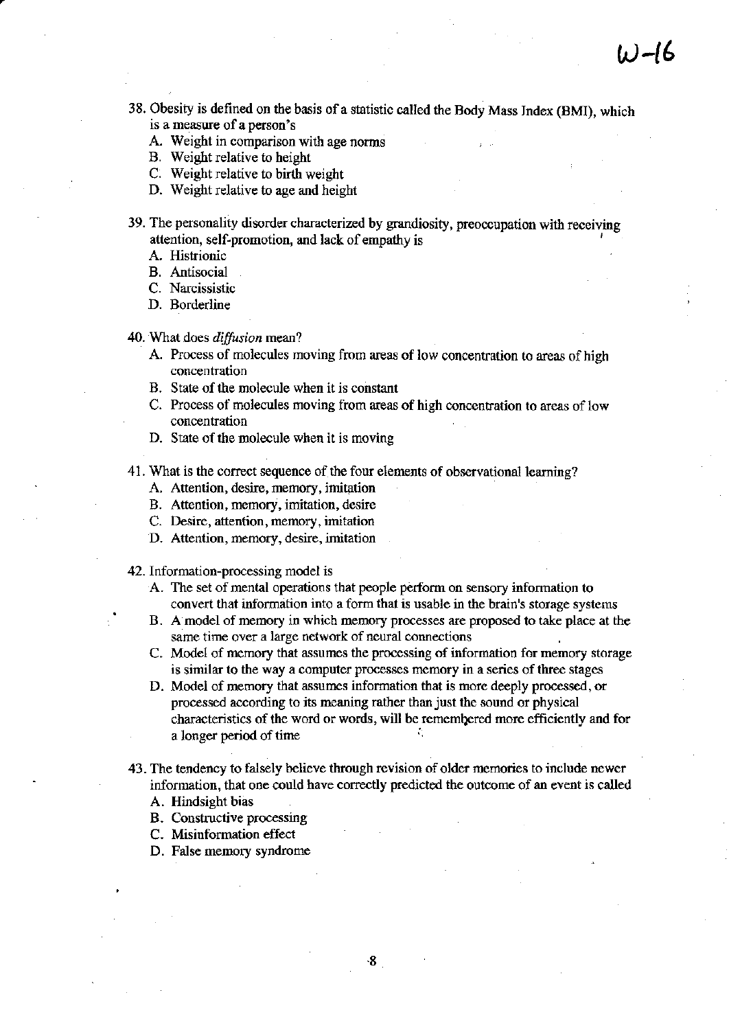38. Obesity is defined on the basis of a statistic called the Body Mass Index (BMI), which is a measure of a person's
    - A. Weight in comparison with age norms
    - B. Weight relative to height
    - C. Weight relative to birth weight
    - D. Weight relative to age and height

39. The personality disorder characterized by grandiosity, preoccupation with receiving attention, self-promotion, and lack of empathy is
    - A. Histrionic
    - B. Antisocial
    - C. Narcissistic
    - D. Borderline

40. What does *diffusion* mean?
    - A. Process of molecules moving from areas of low concentration to areas of high concentration
    - B. State of the molecule when it is constant
    - C. Process of molecules moving from areas of high concentration to areas of low concentration
    - D. State of the molecule when it is moving

41. What is the correct sequence of the four elements of observational learning?
    - A. Attention, desire, memory, imitation
    - B. Attention, memory, imitation, desire
    - C. Desire, attention, memory, imitation
    - D. Attention, memory, desire, imitation

42. Information-processing model is
    - A. The set of mental operations that people perform on sensory information to convert that information into a form that is usable in the brain's storage systems
    - B. A model of memory in which memory processes are proposed to take place at the same time over a large network of neural connections
    - C. Model of memory that assumes the processing of information for memory storage is similar to the way a computer processes memory in a series of three stages
    - D. Model of memory that assumes information that is more deeply processed, or processed according to its meaning rather than just the sound or physical characteristics of the word or words, will be remembered more efficiently and for a longer period of time

43. The tendency to falsely believe through revision of older memories to include newer information, that one could have correctly predicted the outcome of an event is called
    - A. Hindsight bias
    - B. Constructive processing
    - C. Misinformation effect
    - D. False memory syndrome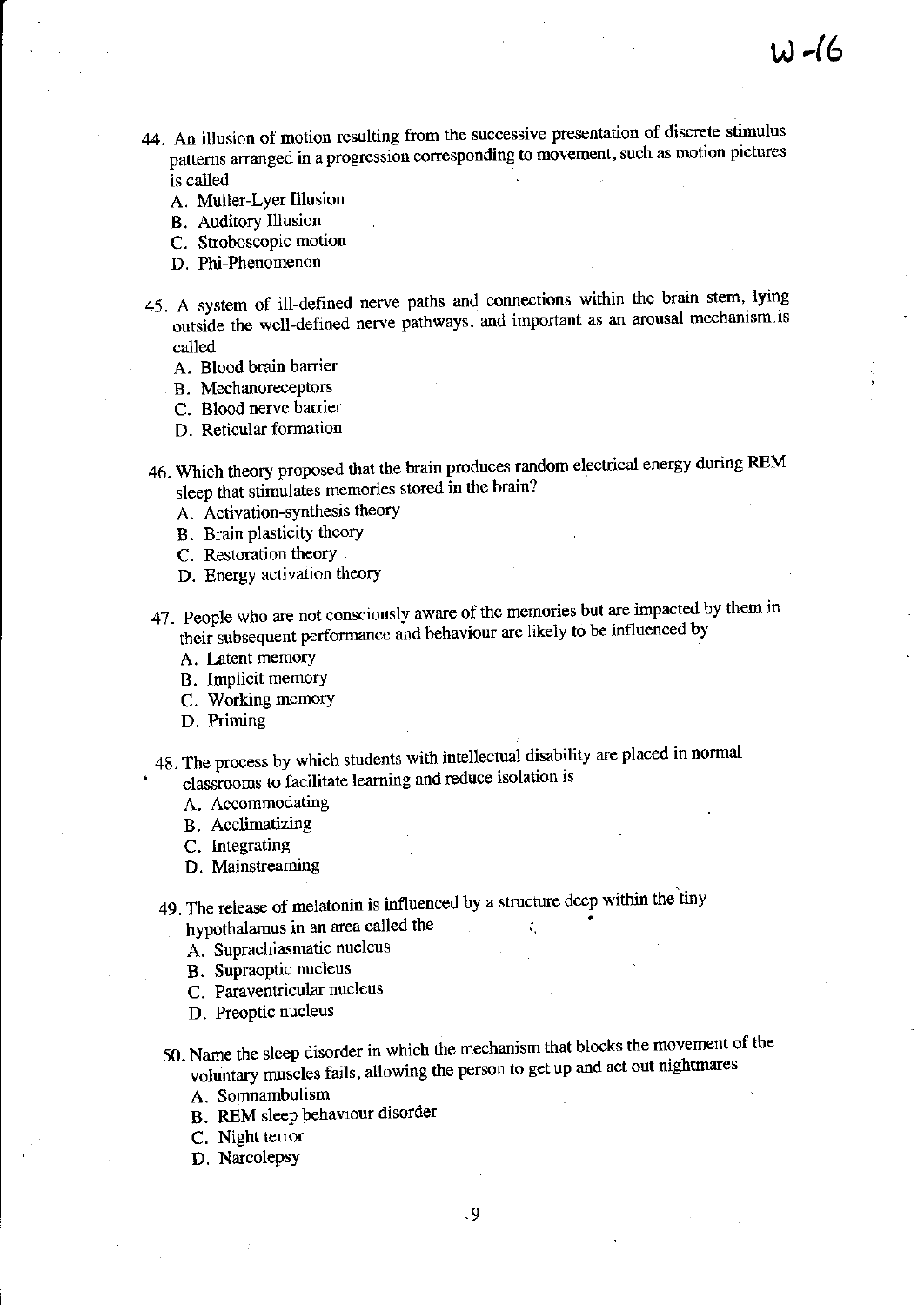W-16

44. An illusion of motion resulting from the successive presentation of discrete stimulus patterns arranged in a progression corresponding to movement, such as motion pictures is called
    A. Muller-Lyer Illusion
    B. Auditory Illusion
    C. Stroboscopic motion
    D. Phi-Phenomenon

45. A system of ill-defined nerve paths and connections within the brain stem, lying outside the well-defined nerve pathways, and important as an arousal mechanism is called
    A. Blood brain barrier
    B. Mechanoreceptors
    C. Blood nerve barrier
    D. Reticular formation

46. Which theory proposed that the brain produces random electrical energy during REM sleep that stimulates memories stored in the brain?
    A. Activation-synthesis theory
    B. Brain plasticity theory
    C. Restoration theory
    D. Energy activation theory

47. People who are not consciously aware of the memories but are impacted by them in their subsequent performance and behaviour are likely to be influenced by
    A. Latent memory
    B. Implicit memory
    C. Working memory
    D. Priming

48. The process by which students with intellectual disability are placed in normal classrooms to facilitate learning and reduce isolation is
    A. Accommodating
    B. Acclimatizing
    C. Integrating
    D. Mainstreaming

49. The release of melatonin is influenced by a structure deep within the tiny hypothalamus in an area called the
    A. Suprachiasmatic nucleus
    B. Supraoptic nucleus
    C. Paraventricular nucleus
    D. Preoptic nucleus

50. Name the sleep disorder in which the mechanism that blocks the movement of the voluntary muscles fails, allowing the person to get up and act out nightmares
    A. Somnambulism
    B. REM sleep behaviour disorder
    C. Night terror
    D. Narcolepsy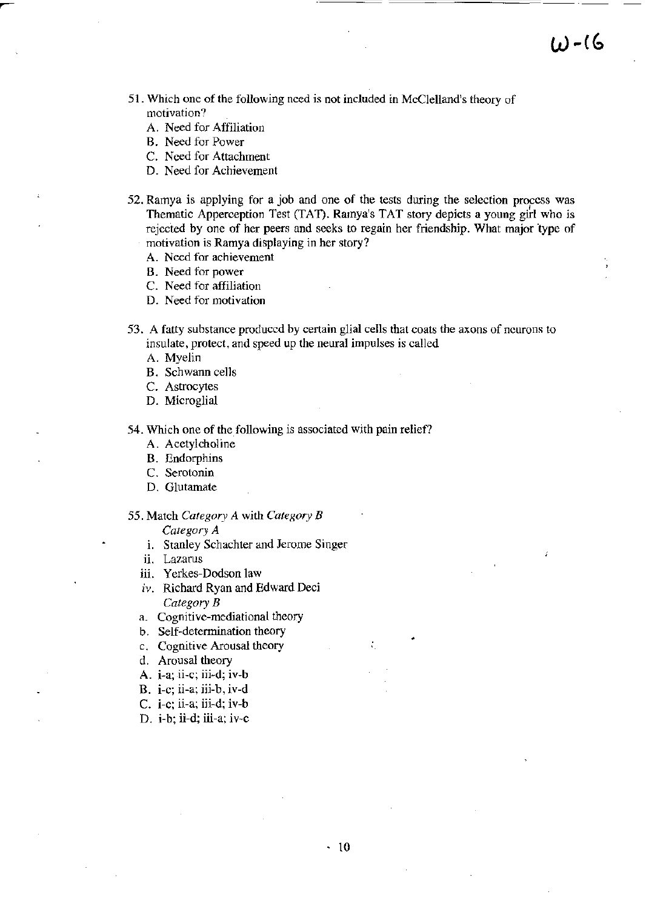51. Which one of the following need is not included in McClelland's theory of motivation?
    A. Need for Affiliation
    B. Need for Power
    C. Need for Attachment
    D. Need for Achievement

52. Ramya is applying for a job and one of the tests during the selection process was Thematic Apperception Test (TAT). Ramya's TAT story depicts a young girl who is rejected by one of her peers and seeks to regain her friendship. What major type of motivation is Ramya displaying in her story?
    A. Need for achievement
    B. Need for power
    C. Need for affiliation
    D. Need for motivation

53. A fatty substance produced by certain glial cells that coats the axons of neurons to insulate, protect, and speed up the neural impulses is called
    A. Myelin
    B. Schwann cells
    C. Astrocytes
    D. Microglial

54. Which one of the following is associated with pain relief?
    A. Acetylcholine
    B. Endorphins
    C. Serotonin
    D. Glutamate

55. Match *Category A* with *Category B*

    *Category A*
    i. Stanley Schachter and Jerome Singer
    ii. Lazarus
    iii. Yerkes-Dodson law
    iv. Richard Ryan and Edward Deci

    *Category B*
    a. Cognitive-mediational theory
    b. Self-determination theory
    c. Cognitive Arousal theory
    d. Arousal theory

    A. i-a; ii-c; iii-d; iv-b
    B. i-c; ii-a; iii-b, iv-d
    C. i-c; ii-a; iii-d; iv-b
    D. i-b; ii-d; iii-a; iv-c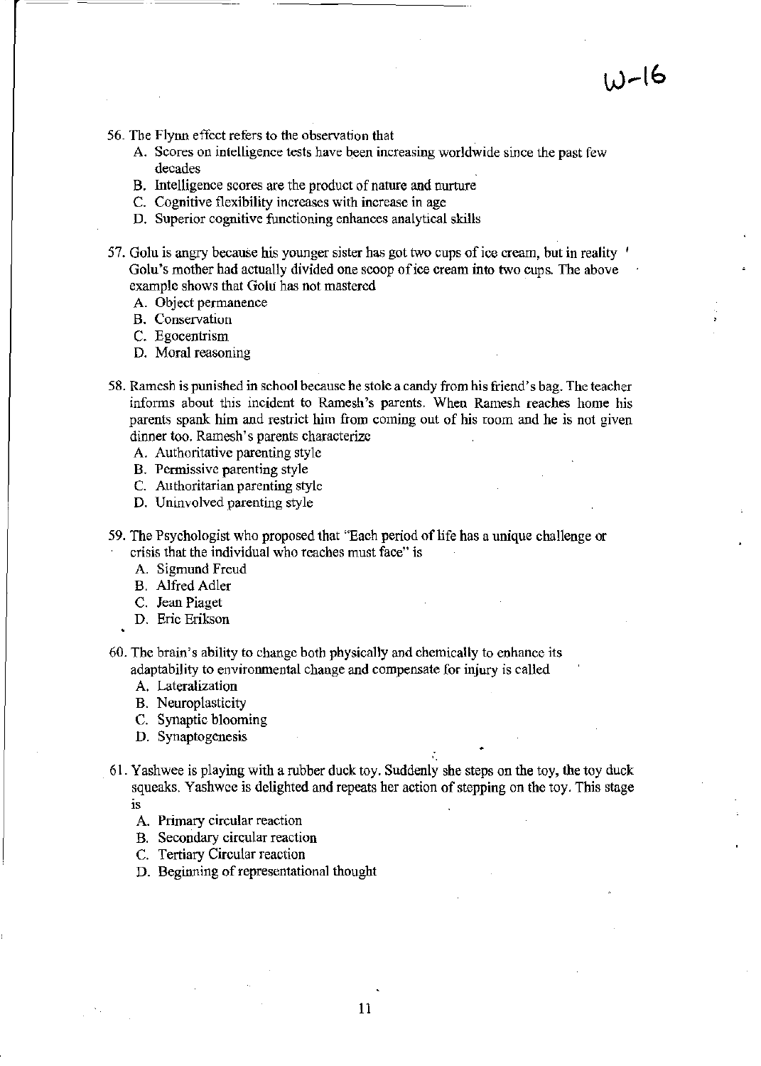W-16

56. The Flynn effect refers to the observation that
    A. Scores on intelligence tests have been increasing worldwide since the past few decades
    B. Intelligence scores are the product of nature and nurture
    C. Cognitive flexibility increases with increase in age
    D. Superior cognitive functioning enhances analytical skills

57. Golu is angry because his younger sister has got two cups of ice cream, but in reality Golu's mother had actually divided one scoop of ice cream into two cups. The above example shows that Golu has not mastered
    A. Object permanence
    B. Conservation
    C. Egocentrism
    D. Moral reasoning

58. Ramesh is punished in school because he stole a candy from his friend's bag. The teacher informs about this incident to Ramesh's parents. When Ramesh reaches home his parents spank him and restrict him from coming out of his room and he is not given dinner too. Ramesh's parents characterize
    A. Authoritative parenting style
    B. Permissive parenting style
    C. Authoritarian parenting style
    D. Uninvolved parenting style

59. The Psychologist who proposed that "Each period of life has a unique challenge or crisis that the individual who reaches must face" is
    A. Sigmund Freud
    B. Alfred Adler
    C. Jean Piaget
    D. Eric Erikson

60. The brain's ability to change both physically and chemically to enhance its adaptability to environmental change and compensate for injury is called
    A. Lateralization
    B. Neuroplasticity
    C. Synaptic blooming
    D. Synaptogenesis

61. Yashwee is playing with a rubber duck toy. Suddenly she steps on the toy, the toy duck squeaks. Yashwee is delighted and repeats her action of stepping on the toy. This stage is
    A. Primary circular reaction
    B. Secondary circular reaction
    C. Tertiary Circular reaction
    D. Beginning of representational thought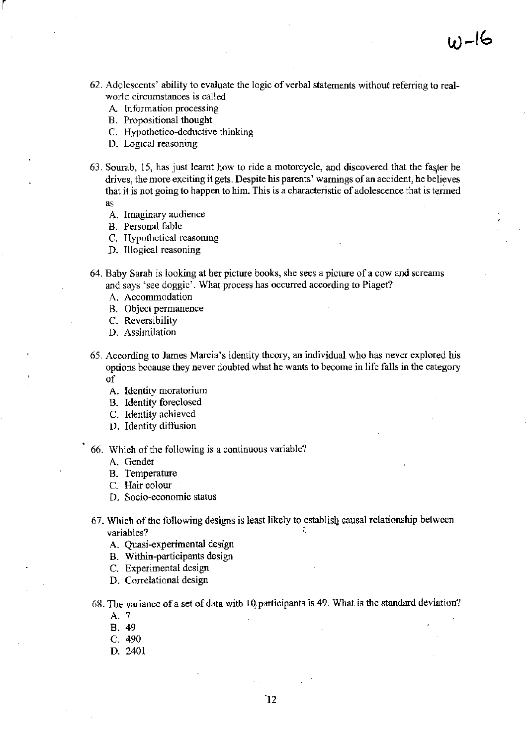62. Adolescents' ability to evaluate the logic of verbal statements without referring to real-world circumstances is called
    A. Information processing
    B. Propositional thought
    C. Hypothetico-deductive thinking
    D. Logical reasoning

63. Sourab, 15, has just learnt how to ride a motorcycle, and discovered that the faster he drives, the more exciting it gets. Despite his parents' warnings of an accident, he believes that it is not going to happen to him. This is a characteristic of adolescence that is termed as
    A. Imaginary audience
    B. Personal fable
    C. Hypothetical reasoning
    D. Illogical reasoning

64. Baby Sarah is looking at her picture books, she sees a picture of a cow and screams and says 'see doggie'. What process has occurred according to Piaget?
    A. Accommodation
    B. Object permanence
    C. Reversibility
    D. Assimilation

65. According to James Marcia's identity theory, an individual who has never explored his options because they never doubted what he wants to become in life falls in the category of
    A. Identity moratorium
    B. Identity foreclosed
    C. Identity achieved
    D. Identity diffusion

66. Which of the following is a continuous variable?
    A. Gender
    B. Temperature
    C. Hair colour
    D. Socio-economic status

67. Which of the following designs is least likely to establish causal relationship between variables?
    A. Quasi-experimental design
    B. Within-participants design
    C. Experimental design
    D. Correlational design

68. The variance of a set of data with 10 participants is 49. What is the standard deviation?
    A. 7
    B. 49
    C. 490
    D. 2401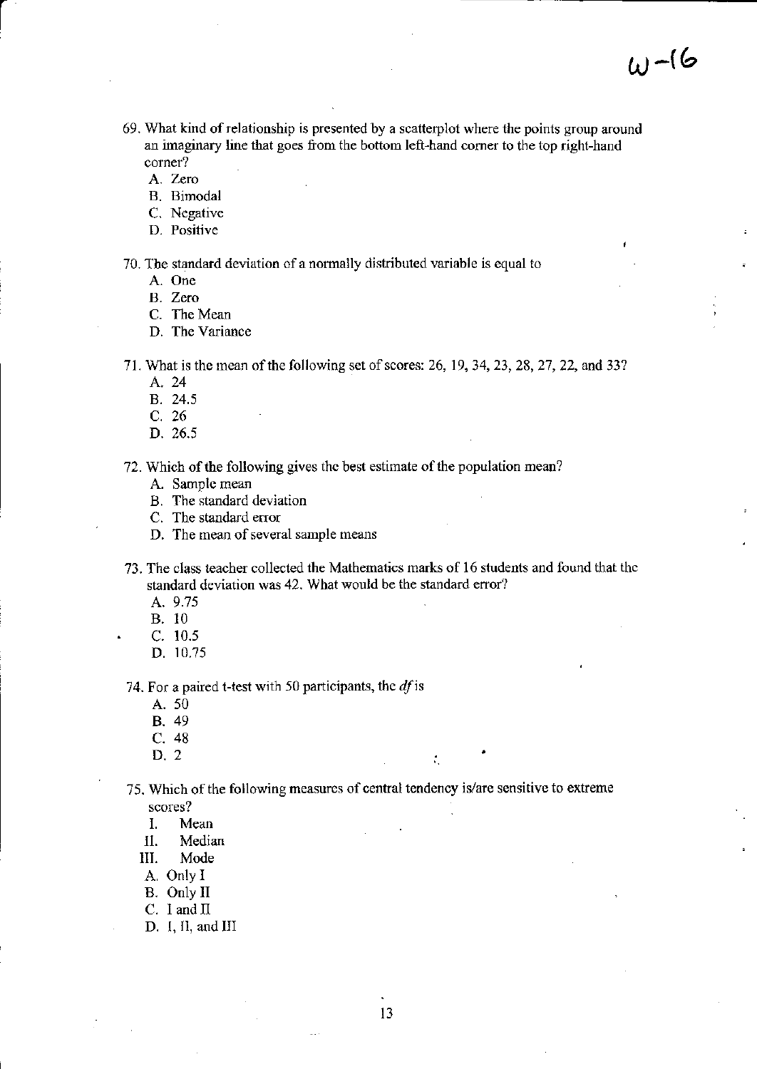W-16

69. What kind of relationship is presented by a scatterplot where the points group around an imaginary line that goes from the bottom left-hand corner to the top right-hand corner?
    A. Zero
    B. Bimodal
    C. Negative
    D. Positive

70. The standard deviation of a normally distributed variable is equal to
    A. One
    B. Zero
    C. The Mean
    D. The Variance

71. What is the mean of the following set of scores: 26, 19, 34, 23, 28, 27, 22, and 33?
    A. 24
    B. 24.5
    C. 26
    D. 26.5

72. Which of the following gives the best estimate of the population mean?
    A. Sample mean
    B. The standard deviation
    C. The standard error
    D. The mean of several sample means

73. The class teacher collected the Mathematics marks of 16 students and found that the standard deviation was 42. What would be the standard error?
    A. 9.75
    B. 10
    C. 10.5
    D. 10.75

74. For a paired t-test with 50 participants, the *df* is
    A. 50
    B. 49
    C. 48
    D. 2

75. Which of the following measures of central tendency is/are sensitive to extreme scores?
    I. Mean
    II. Median
    III. Mode
    
    A. Only I
    B. Only II
    C. I and II
    D. I, II, and III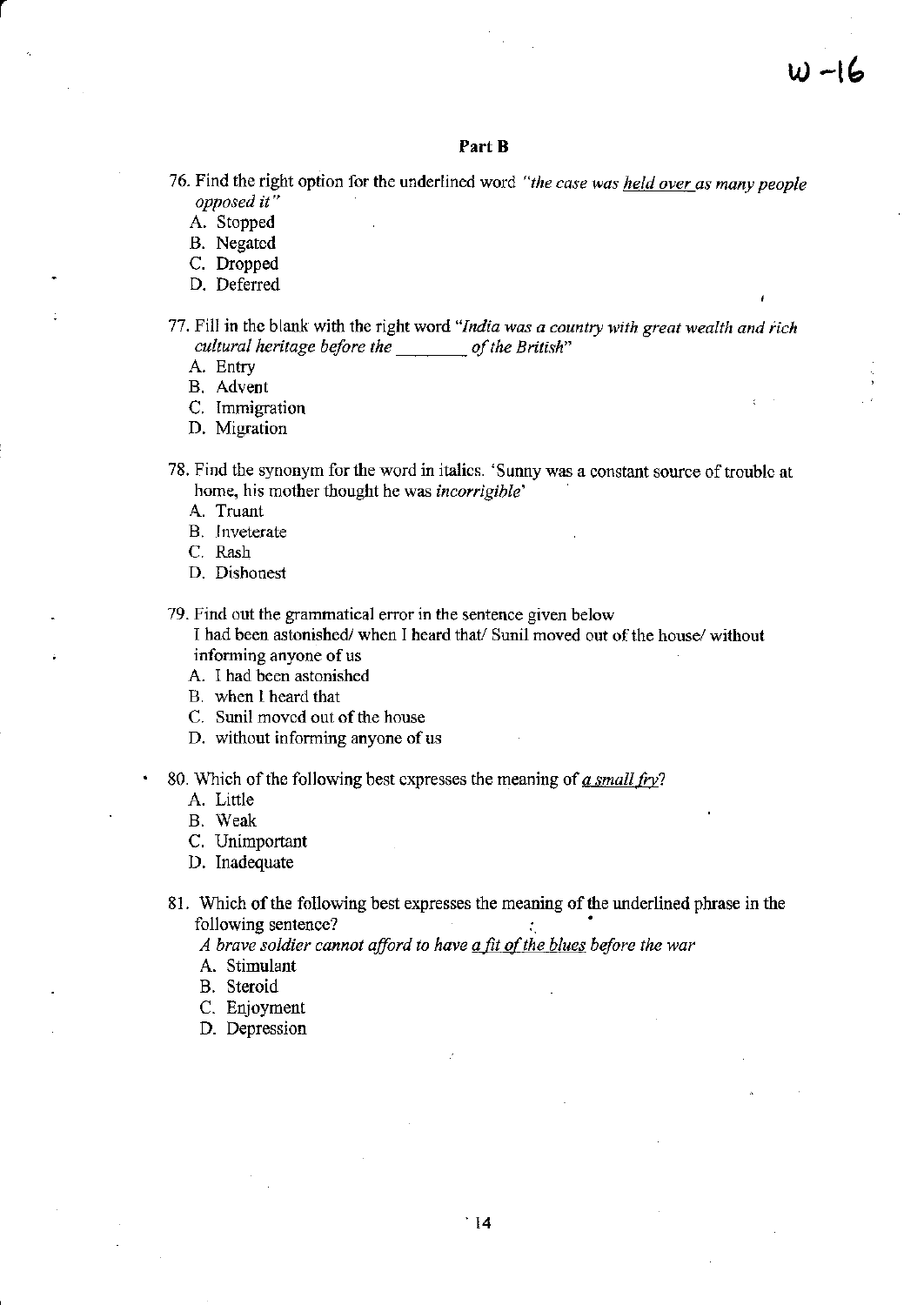## Part B

76. Find the right option for the underlined word *"the case was held over as many people opposed it"*
    - A. Stopped
    - B. Negated
    - C. Dropped
    - D. Deferred

77. Fill in the blank with the right word *"India was a country with great wealth and rich cultural heritage before the ________ of the British"*
    - A. Entry
    - B. Advent
    - C. Immigration
    - D. Migration

78. Find the synonym for the word in italics. 'Sunny was a constant source of trouble at home, his mother thought he was *incorrigible*'
    - A. Truant
    - B. Inveterate
    - C. Rash
    - D. Dishonest

79. Find out the grammatical error in the sentence given below
    I had been astonished/ when I heard that/ Sunil moved out of the house/ without informing anyone of us
    - A. I had been astonished
    - B. when I heard that
    - C. Sunil moved out of the house
    - D. without informing anyone of us

80. Which of the following best expresses the meaning of ***a small fry***?
    - A. Little
    - B. Weak
    - C. Unimportant
    - D. Inadequate

81. Which of the following best expresses the meaning of the underlined phrase in the following sentence?
    *A brave soldier cannot afford to have a fit of the blues before the war*
    - A. Stimulant
    - B. Steroid
    - C. Enjoyment
    - D. Depression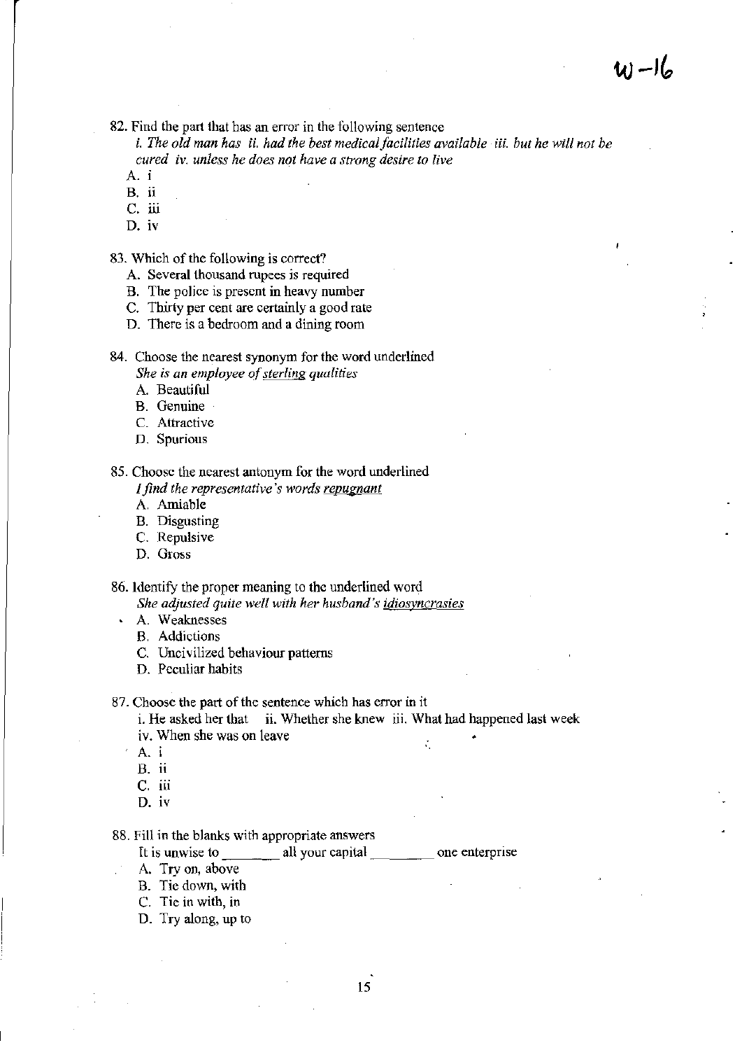82. Find the part that has an error in the following sentence

*i. The old man has ii. had the best medical facilities available iii. but he will not be cured iv. unless he does not have a strong desire to live*

A. i
B. ii
C. iii
D. iv

83. Which of the following is correct?

A. Several thousand rupees is required
B. The police is present in heavy number
C. Thirty per cent are certainly a good rate
D. There is a bedroom and a dining room

84. Choose the nearest synonym for the word underlined

*She is an employee of <u>sterling</u> qualities*

A. Beautiful
B. Genuine
C. Attractive
D. Spurious

85. Choose the nearest antonym for the word underlined

*I find the representative's words <u>repugnant</u>*

A. Amiable
B. Disgusting
C. Repulsive
D. Gross

86. Identify the proper meaning to the underlined word

*She adjusted quite well with her husband's <u>idiosyncrasies</u>*

A. Weaknesses
B. Addictions
C. Uncivilized behaviour patterns
D. Peculiar habits

87. Choose the part of the sentence which has error in it

i. He asked her that ii. Whether she knew iii. What had happened last week iv. When she was on leave

A. i
B. ii
C. iii
D. iv

88. Fill in the blanks with appropriate answers

It is unwise to ________ all your capital ________ one enterprise

A. Try on, above
B. Tie down, with
C. Tie in with, in
D. Try along, up to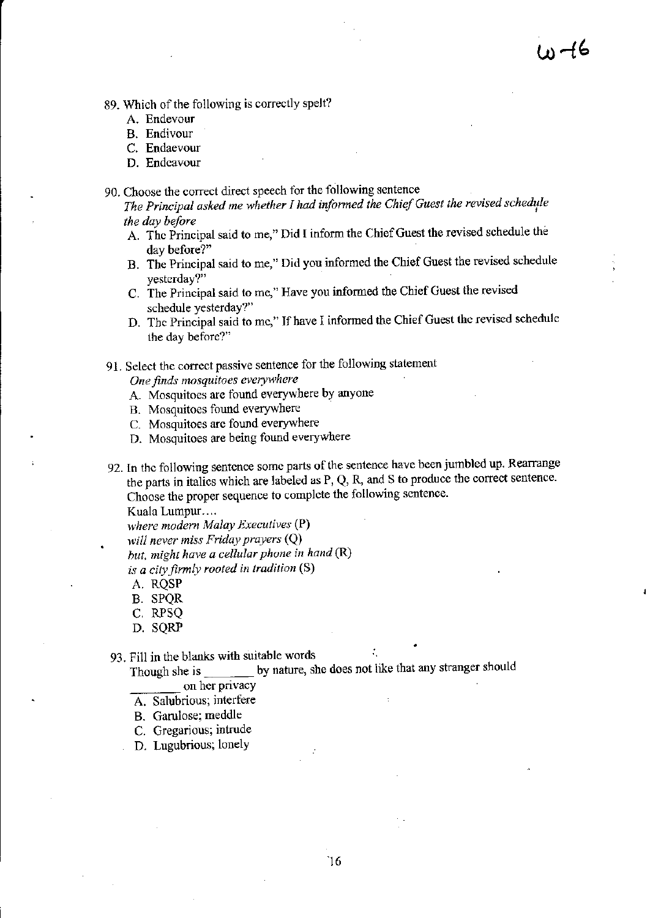89. Which of the following is correctly spelt?
   A. Endevour
   B. Endivour
   C. Endaevour
   D. Endeavour

90. Choose the correct direct speech for the following sentence
   *The Principal asked me whether I had informed the Chief Guest the revised schedule the day before*
   A. The Principal said to me," Did I inform the Chief Guest the revised schedule the day before?"
   B. The Principal said to me," Did you informed the Chief Guest the revised schedule yesterday?"
   C. The Principal said to me," Have you informed the Chief Guest the revised schedule yesterday?"
   D. The Principal said to me," If have I informed the Chief Guest the revised schedule the day before?"

91. Select the correct passive sentence for the following statement
   *One finds mosquitoes everywhere*
   A. Mosquitoes are found everywhere by anyone
   B. Mosquitoes found everywhere
   C. Mosquitoes are found everywhere
   D. Mosquitoes are being found everywhere

92. In the following sentence some parts of the sentence have been jumbled up. Rearrange the parts in italics which are labeled as P, Q, R, and S to produce the correct sentence. Choose the proper sequence to complete the following sentence.
   Kuala Lumpur....
   *where modern Malay Executives* (P)
   *will never miss Friday prayers* (Q)
   *but, might have a cellular phone in hand* (R)
   *is a city firmly rooted in tradition* (S)
   A. RQSP
   B. SPQR
   C. RPSQ
   D. SQRP

93. Fill in the blanks with suitable words
   Though she is ________ by nature, she does not like that any stranger should ________ on her privacy
   A. Salubrious; interfere
   B. Garulose; meddle
   C. Gregarious; intrude
   D. Lugubrious; lonely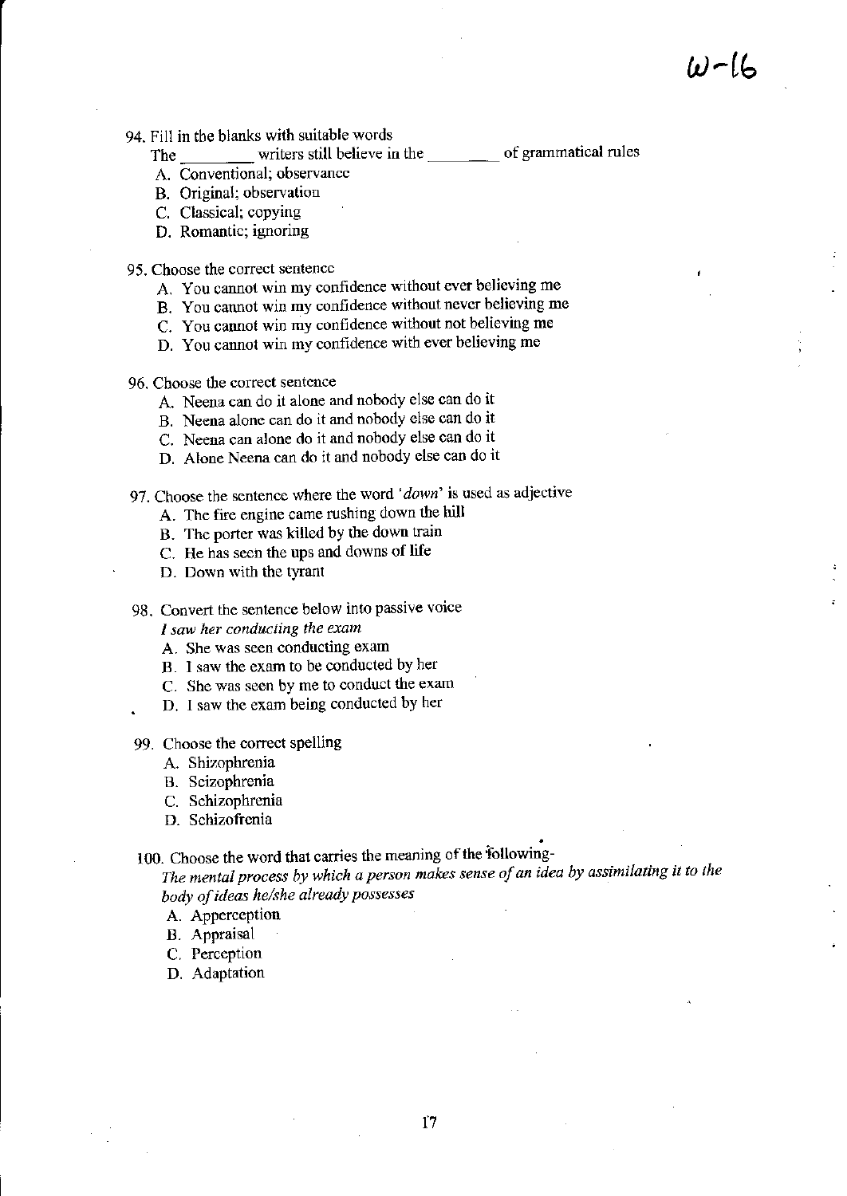W-16

94. Fill in the blanks with suitable words

The _________ writers still believe in the _________ of grammatical rules

- A. Conventional; observance
- B. Original; observation
- C. Classical; copying
- D. Romantic; ignoring

95. Choose the correct sentence

- A. You cannot win my confidence without ever believing me
- B. You cannot win my confidence without never believing me
- C. You cannot win my confidence without not believing me
- D. You cannot win my confidence with ever believing me

96. Choose the correct sentence

- A. Neena can do it alone and nobody else can do it
- B. Neena alone can do it and nobody else can do it
- C. Neena can alone do it and nobody else can do it
- D. Alone Neena can do it and nobody else can do it

97. Choose the sentence where the word '*down*' is used as adjective

- A. The fire engine came rushing down the hill
- B. The porter was killed by the down train
- C. He has seen the ups and downs of life
- D. Down with the tyrant

98. Convert the sentence below into passive voice

*I saw her conducting the exam*

- A. She was seen conducting exam
- B. I saw the exam to be conducted by her
- C. She was seen by me to conduct the exam
- D. I saw the exam being conducted by her

99. Choose the correct spelling

- A. Shizophrenia
- B. Scizophrenia
- C. Schizophrenia
- D. Schizofrenia

100. Choose the word that carries the meaning of the following-

*The mental process by which a person makes sense of an idea by assimilating it to the body of ideas he/she already possesses*

- A. Apperception
- B. Appraisal
- C. Perception
- D. Adaptation